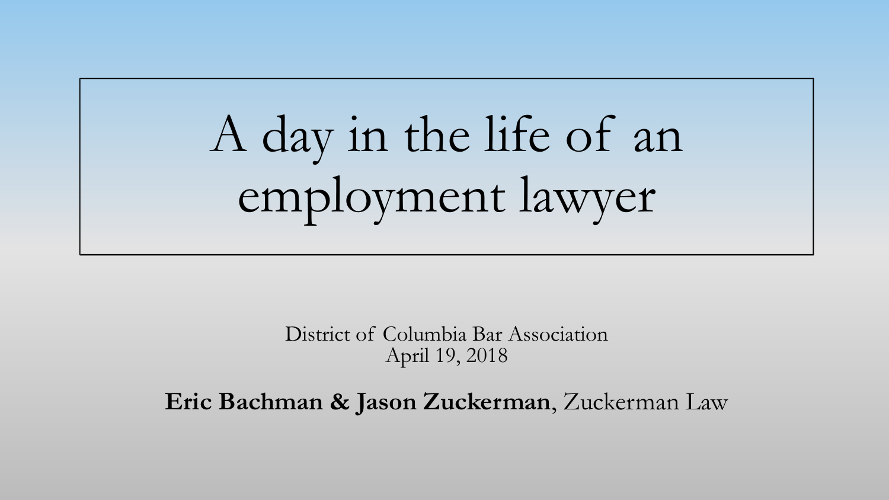# A day in the life of an employment lawyer

District of Columbia Bar Association
April 19, 2018

**Eric Bachman & Jason Zuckerman**, Zuckerman Law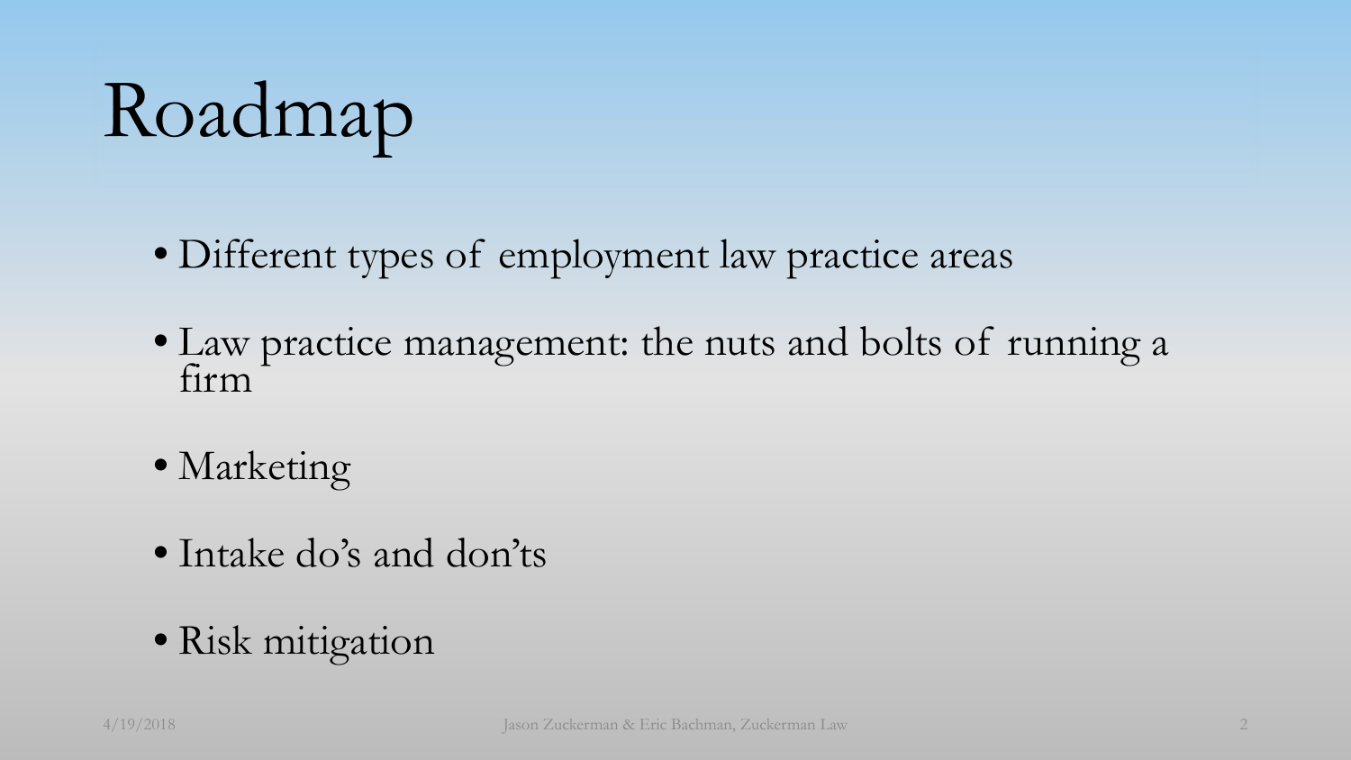# Roadmap

- Different types of employment law practice areas
- Law practice management: the nuts and bolts of running a firm
- Marketing
- Intake do's and don'ts
- Risk mitigation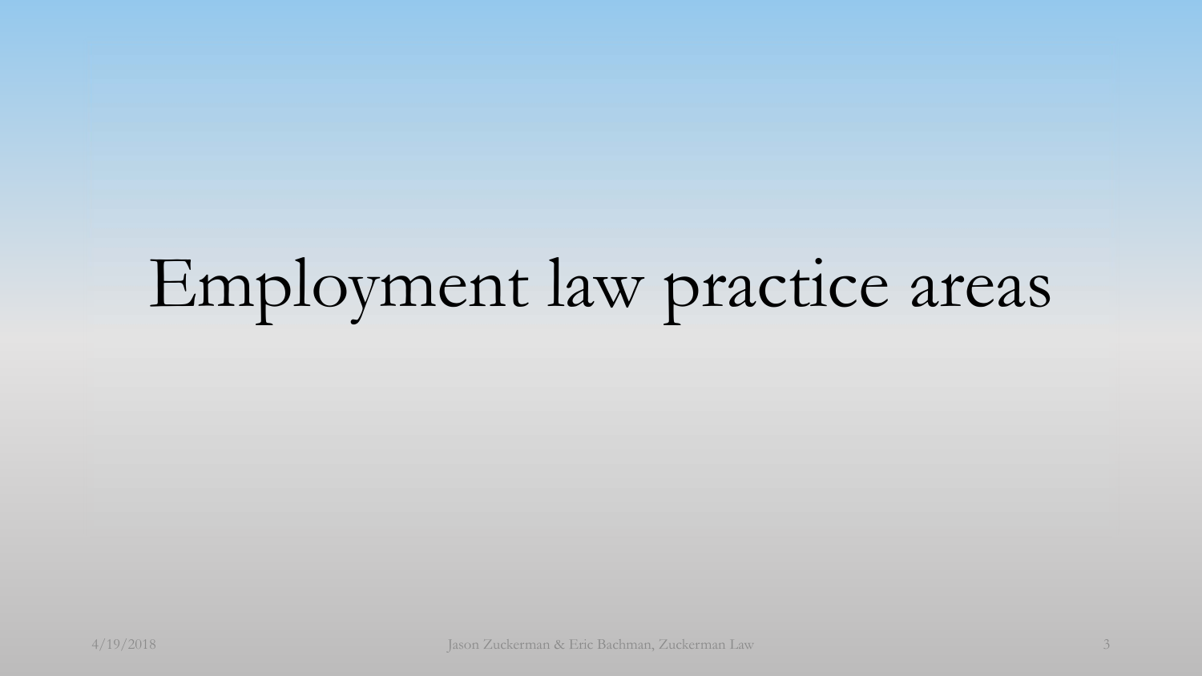# Employment law practice areas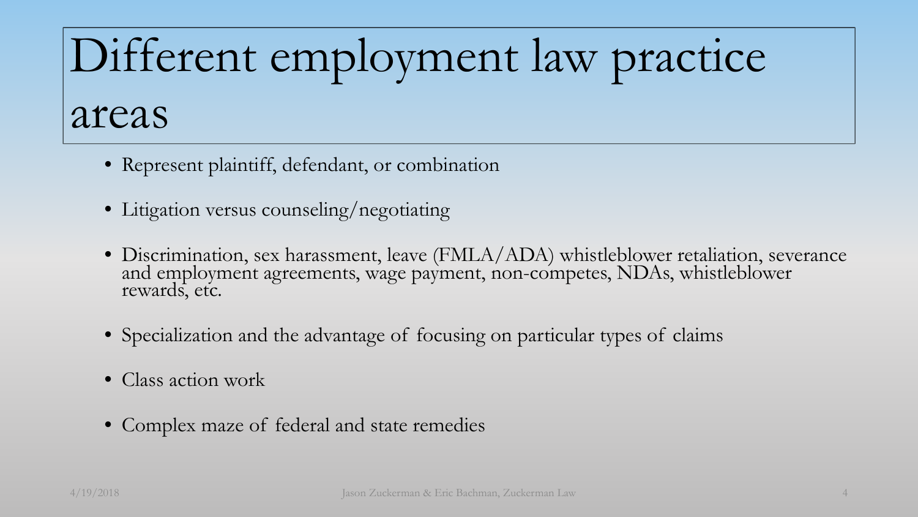# Different employment law practice areas

- Represent plaintiff, defendant, or combination
- Litigation versus counseling/negotiating
- Discrimination, sex harassment, leave (FMLA/ADA) whistleblower retaliation, severance and employment agreements, wage payment, non-competes, NDAs, whistleblower rewards, etc.
- Specialization and the advantage of focusing on particular types of claims
- Class action work
- Complex maze of federal and state remedies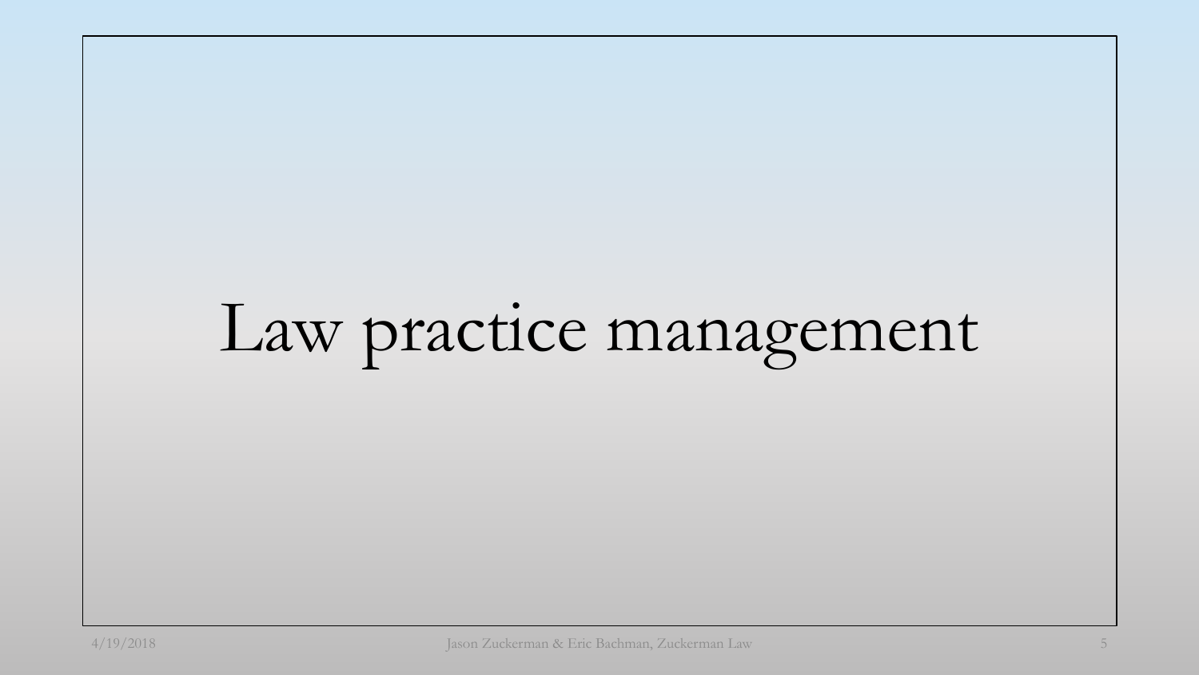# Law practice management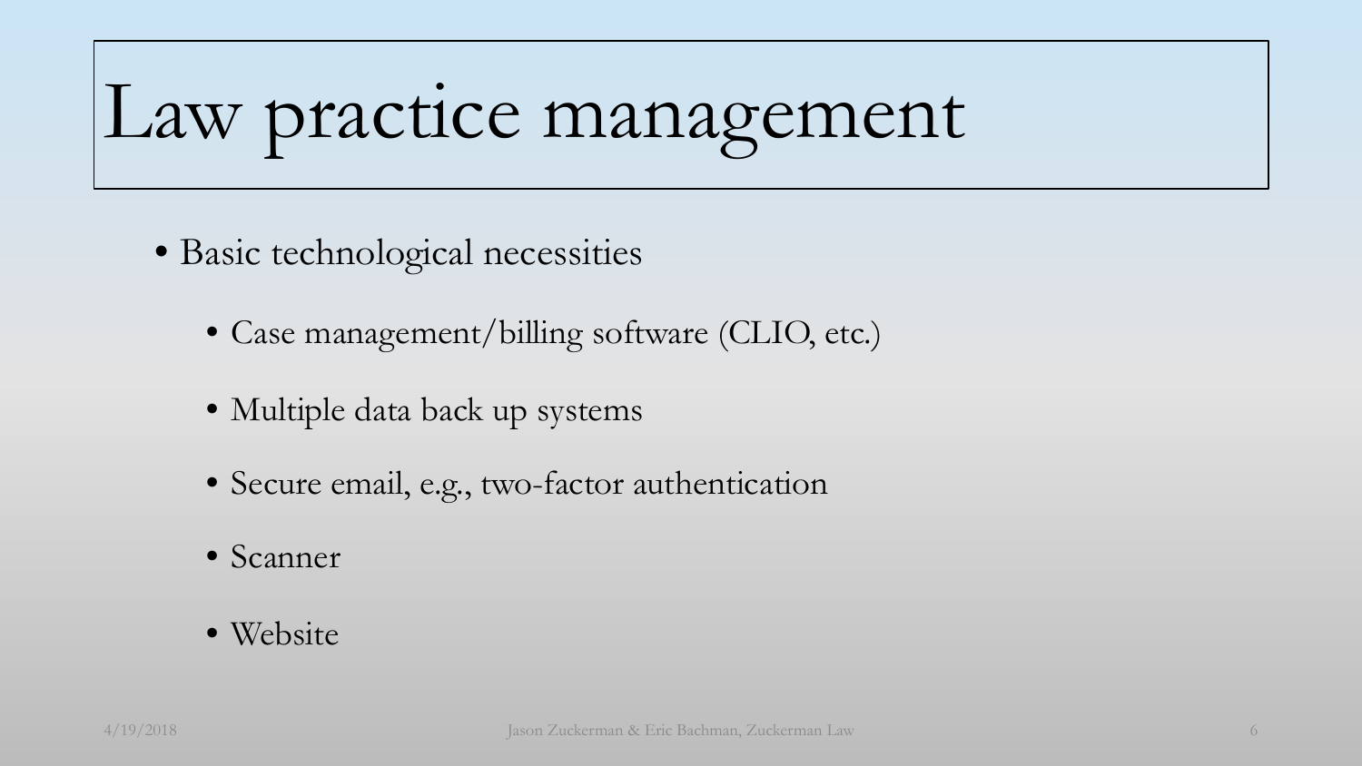# Law practice management

- Basic technological necessities
  - Case management/billing software (CLIO, etc.)
  - Multiple data back up systems
  - Secure email, e.g., two-factor authentication
  - Scanner
  - Website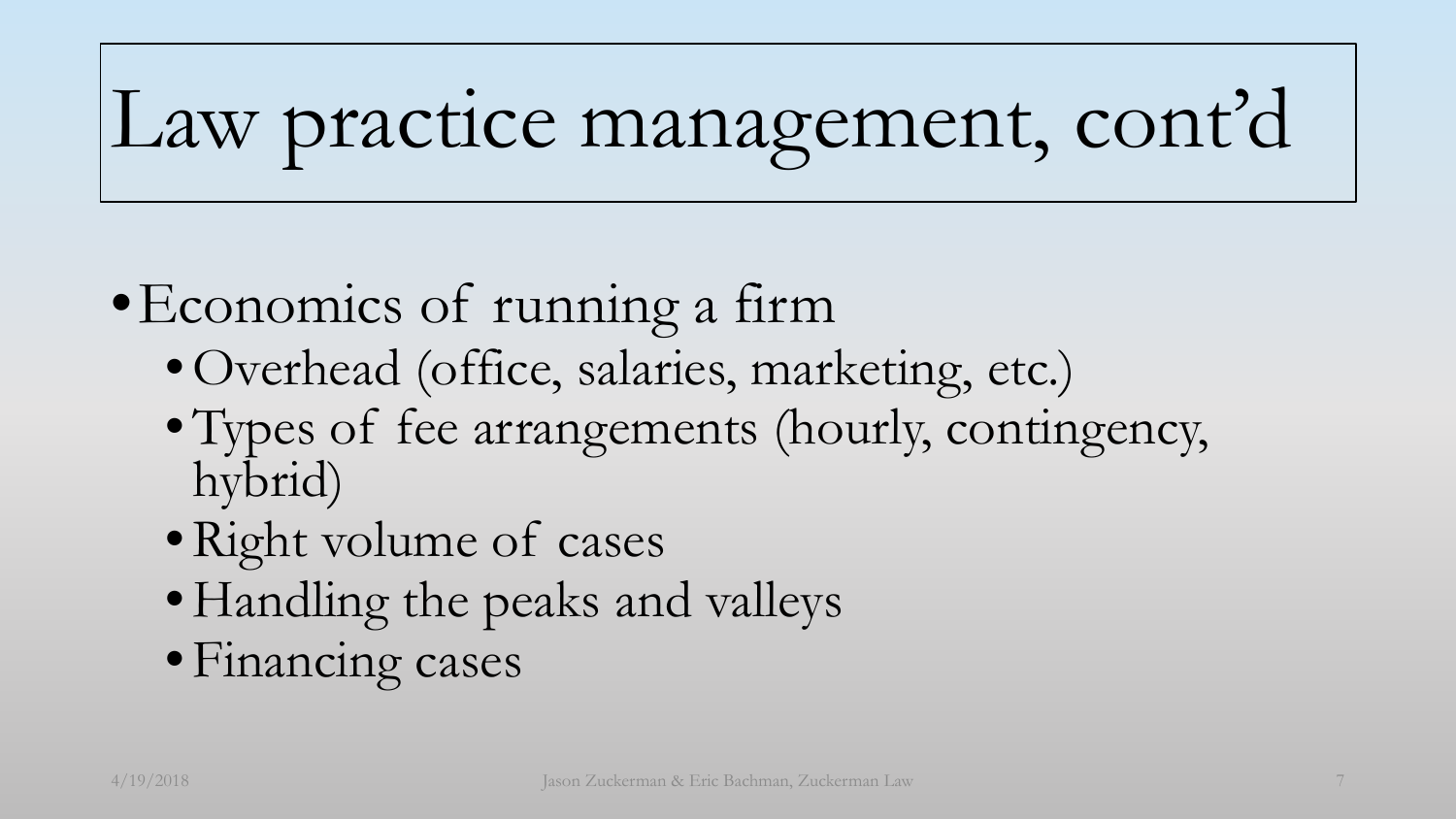# Law practice management, cont'd

- Economics of running a firm
  - Overhead (office, salaries, marketing, etc.)
  - Types of fee arrangements (hourly, contingency, hybrid)
  - Right volume of cases
  - Handling the peaks and valleys
  - Financing cases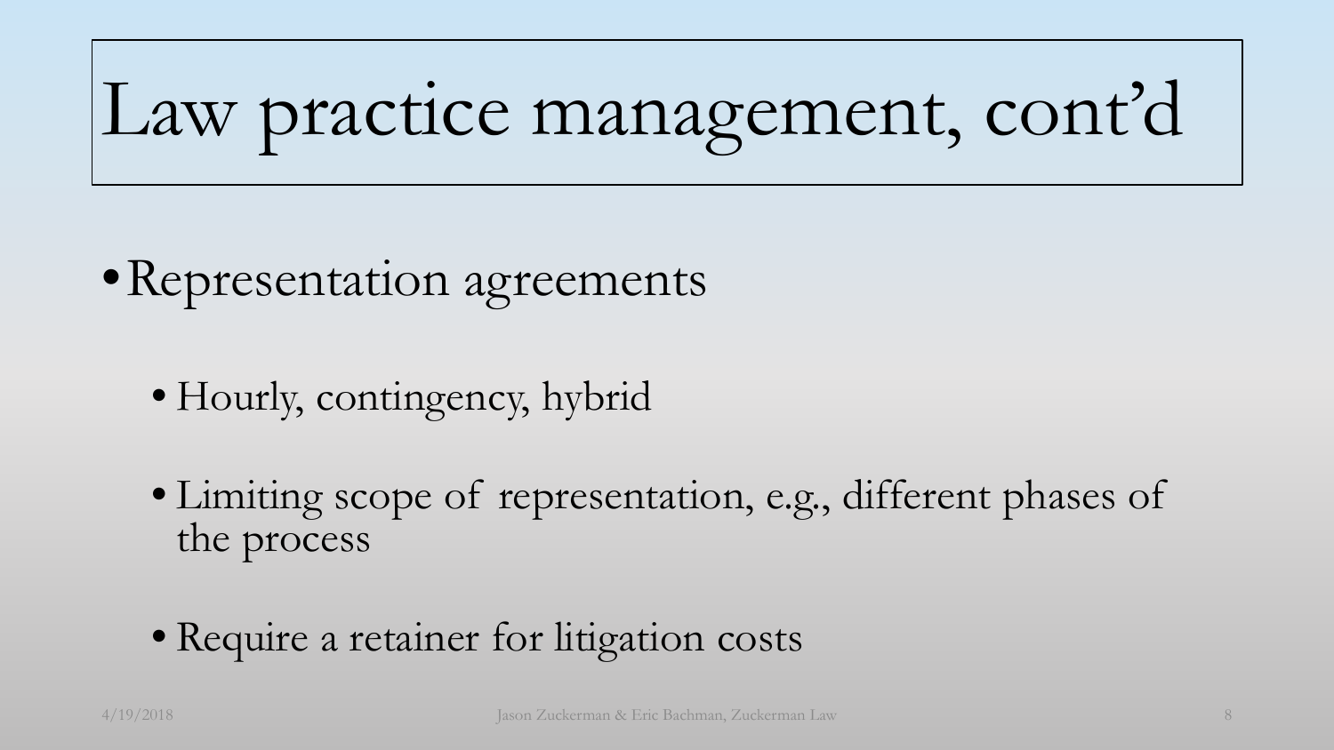# Law practice management, cont'd

- Representation agreements
  - Hourly, contingency, hybrid
  - Limiting scope of representation, e.g., different phases of the process
  - Require a retainer for litigation costs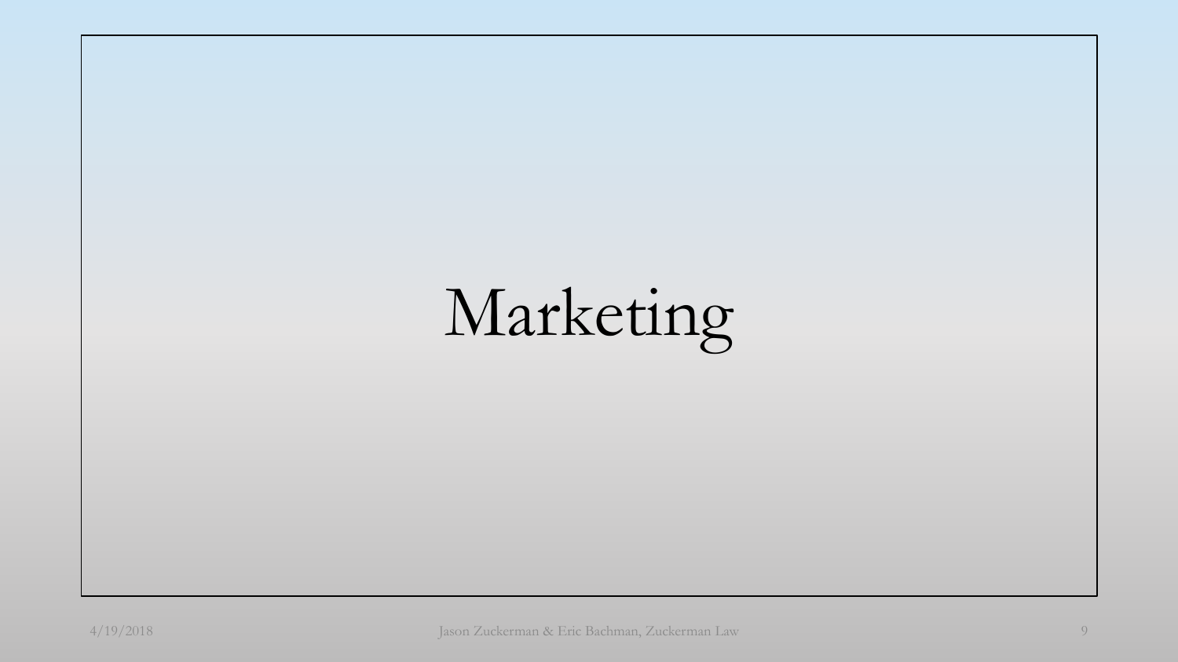# Marketing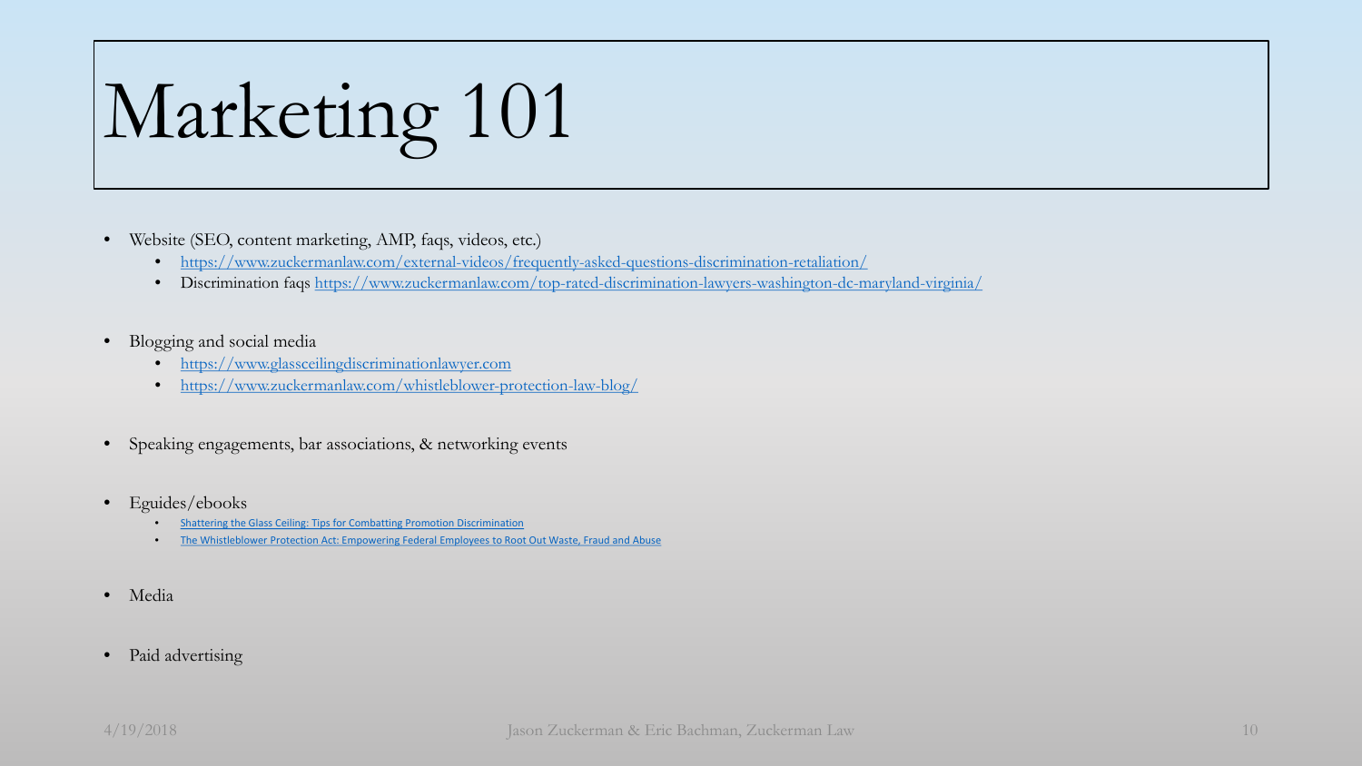# Marketing 101

- Website (SEO, content marketing, AMP, faqs, videos, etc.)
  - https://www.zuckermanlaw.com/external-videos/frequently-asked-questions-discrimination-retaliation/
  - Discrimination faqs https://www.zuckermanlaw.com/top-rated-discrimination-lawyers-washington-dc-maryland-virginia/
- Blogging and social media
  - https://www.glassceilingdiscriminationlawyer.com
  - https://www.zuckermanlaw.com/whistleblower-protection-law-blog/
- Speaking engagements, bar associations, & networking events
- Eguides/ebooks
  - Shattering the Glass Ceiling: Tips for Combatting Promotion Discrimination
  - The Whistleblower Protection Act: Empowering Federal Employees to Root Out Waste, Fraud and Abuse
- Media
- Paid advertising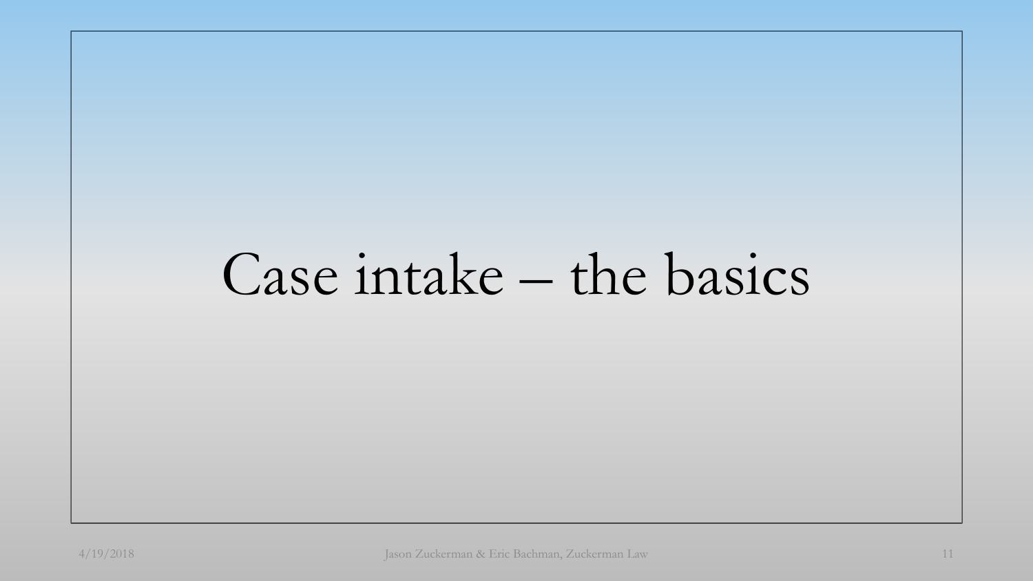# Case intake – the basics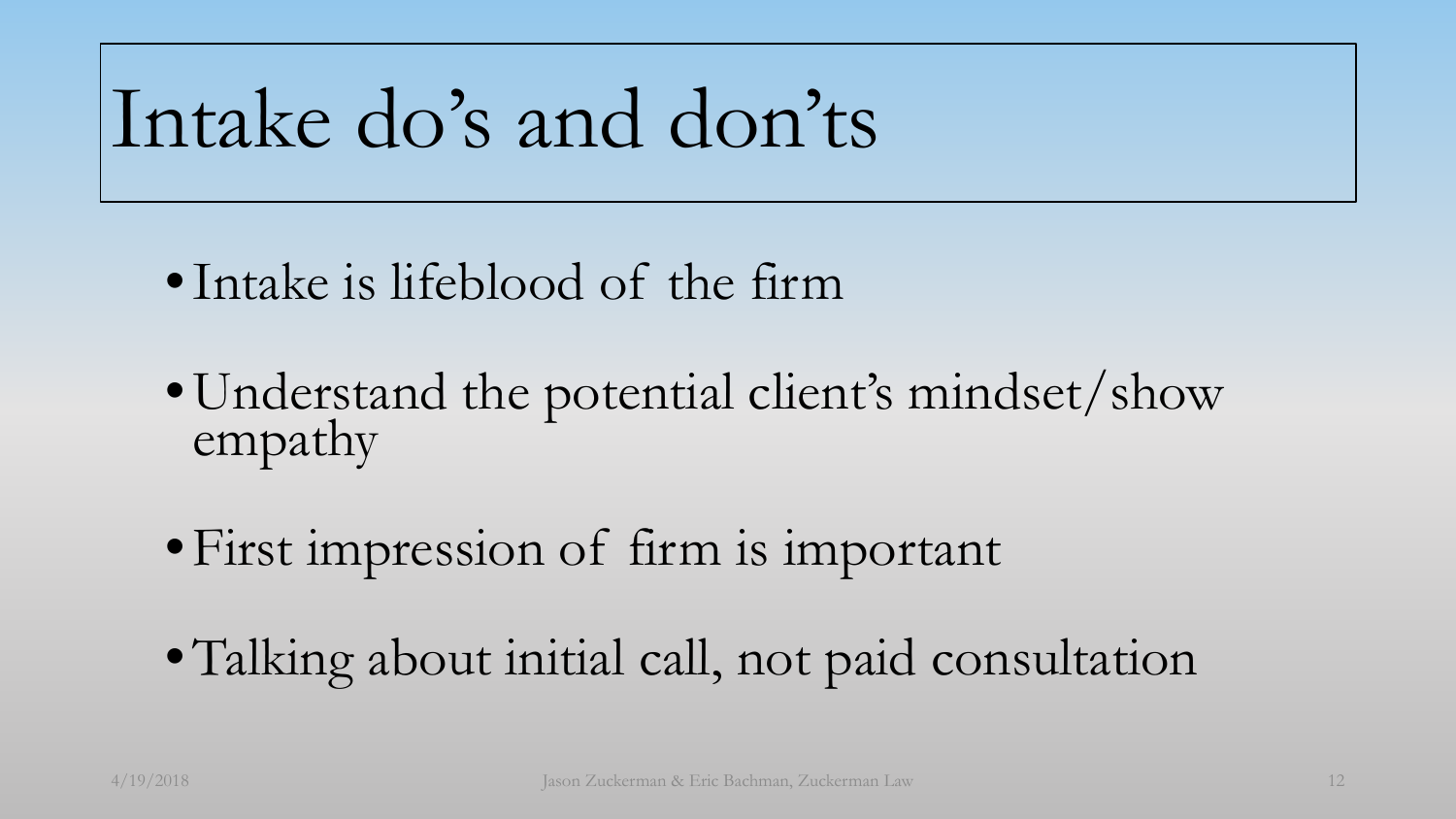# Intake do's and don'ts

- Intake is lifeblood of the firm
- Understand the potential client's mindset/show empathy
- First impression of firm is important
- Talking about initial call, not paid consultation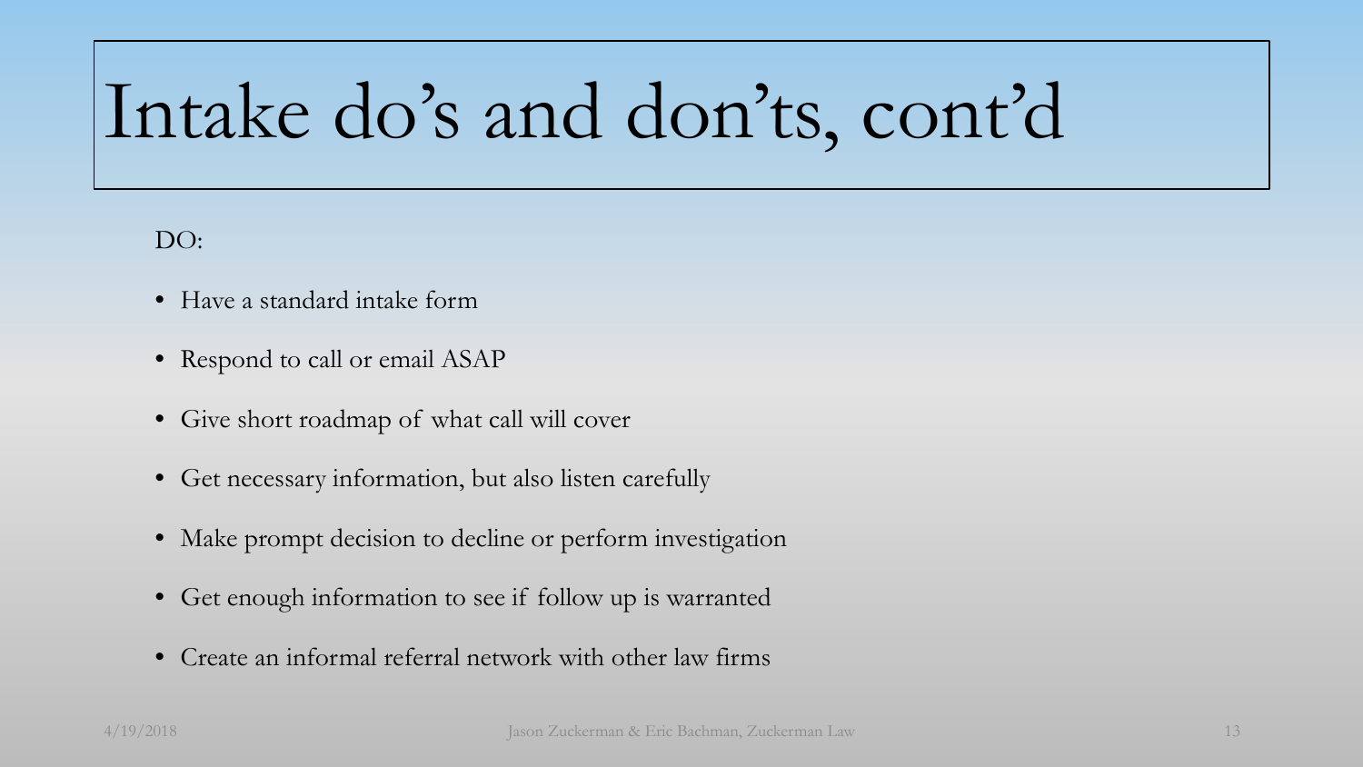# Intake do's and don'ts, cont'd

DO:

- Have a standard intake form
- Respond to call or email ASAP
- Give short roadmap of what call will cover
- Get necessary information, but also listen carefully
- Make prompt decision to decline or perform investigation
- Get enough information to see if follow up is warranted
- Create an informal referral network with other law firms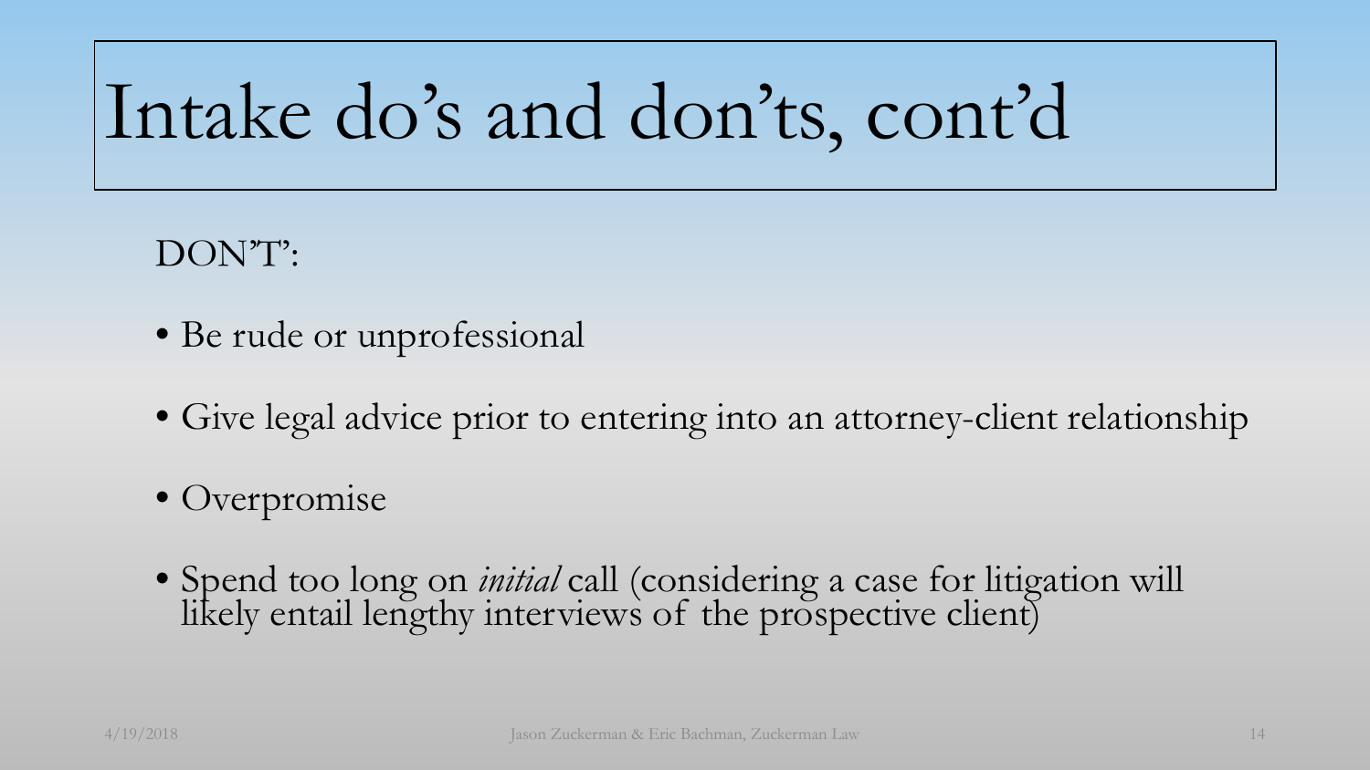# Intake do's and don'ts, cont'd

DON'T':

- Be rude or unprofessional
- Give legal advice prior to entering into an attorney-client relationship
- Overpromise
- Spend too long on *initial* call (considering a case for litigation will likely entail lengthy interviews of the prospective client)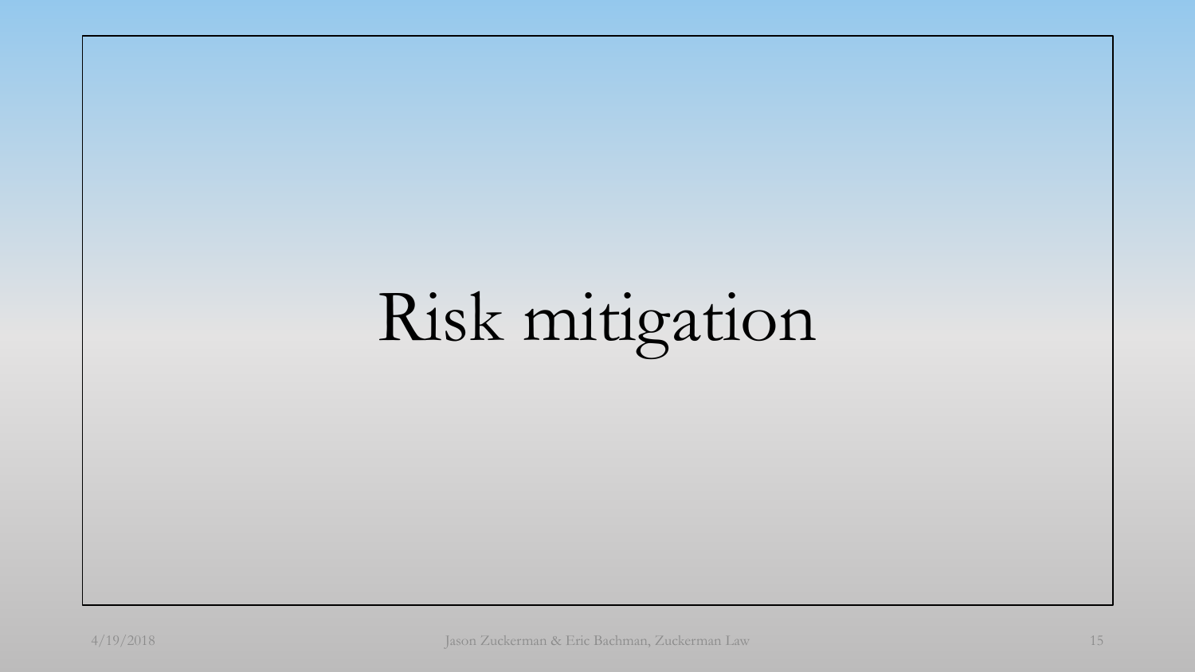# Risk mitigation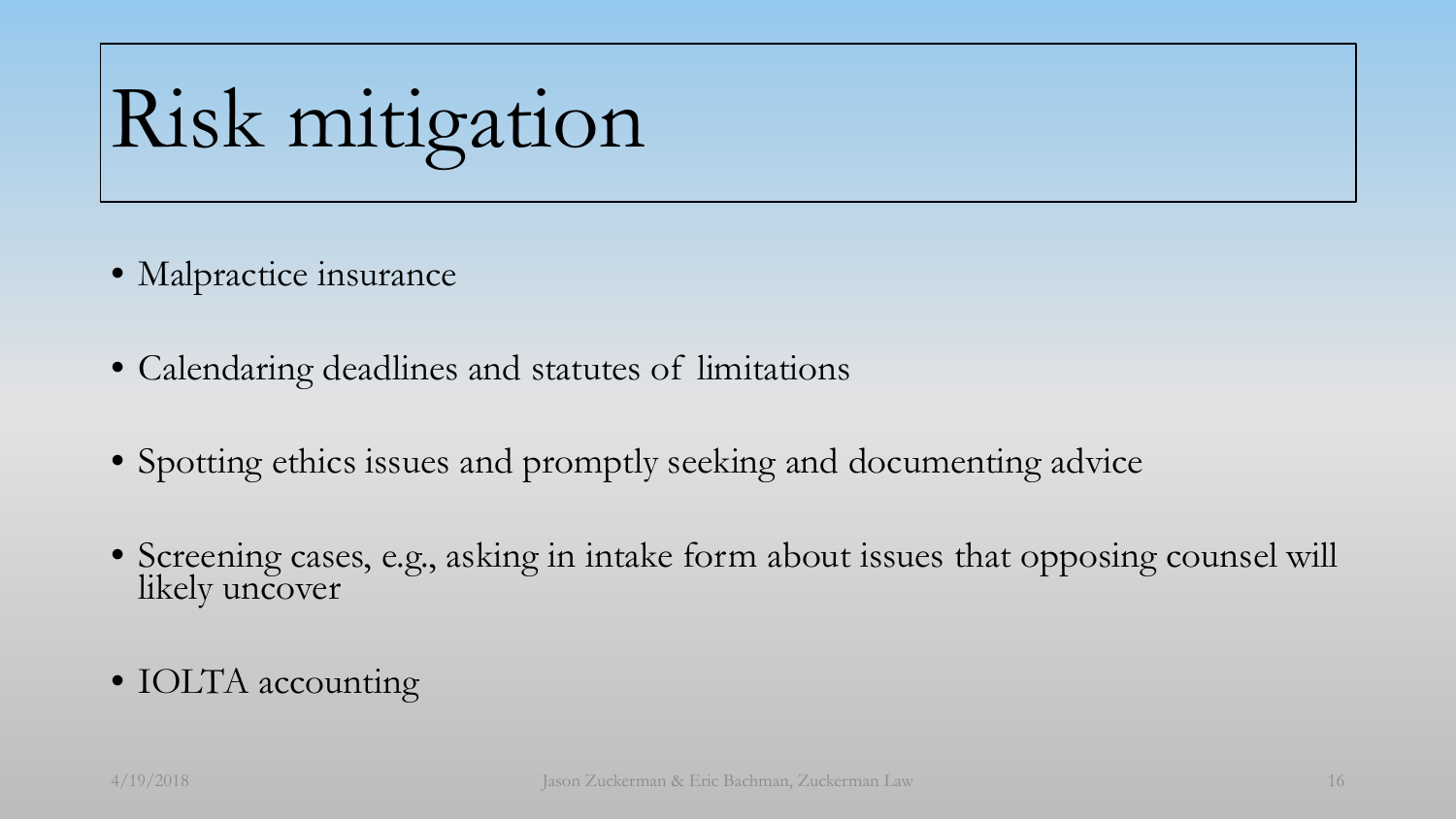# Risk mitigation

- Malpractice insurance
- Calendaring deadlines and statutes of limitations
- Spotting ethics issues and promptly seeking and documenting advice
- Screening cases, e.g., asking in intake form about issues that opposing counsel will likely uncover
- IOLTA accounting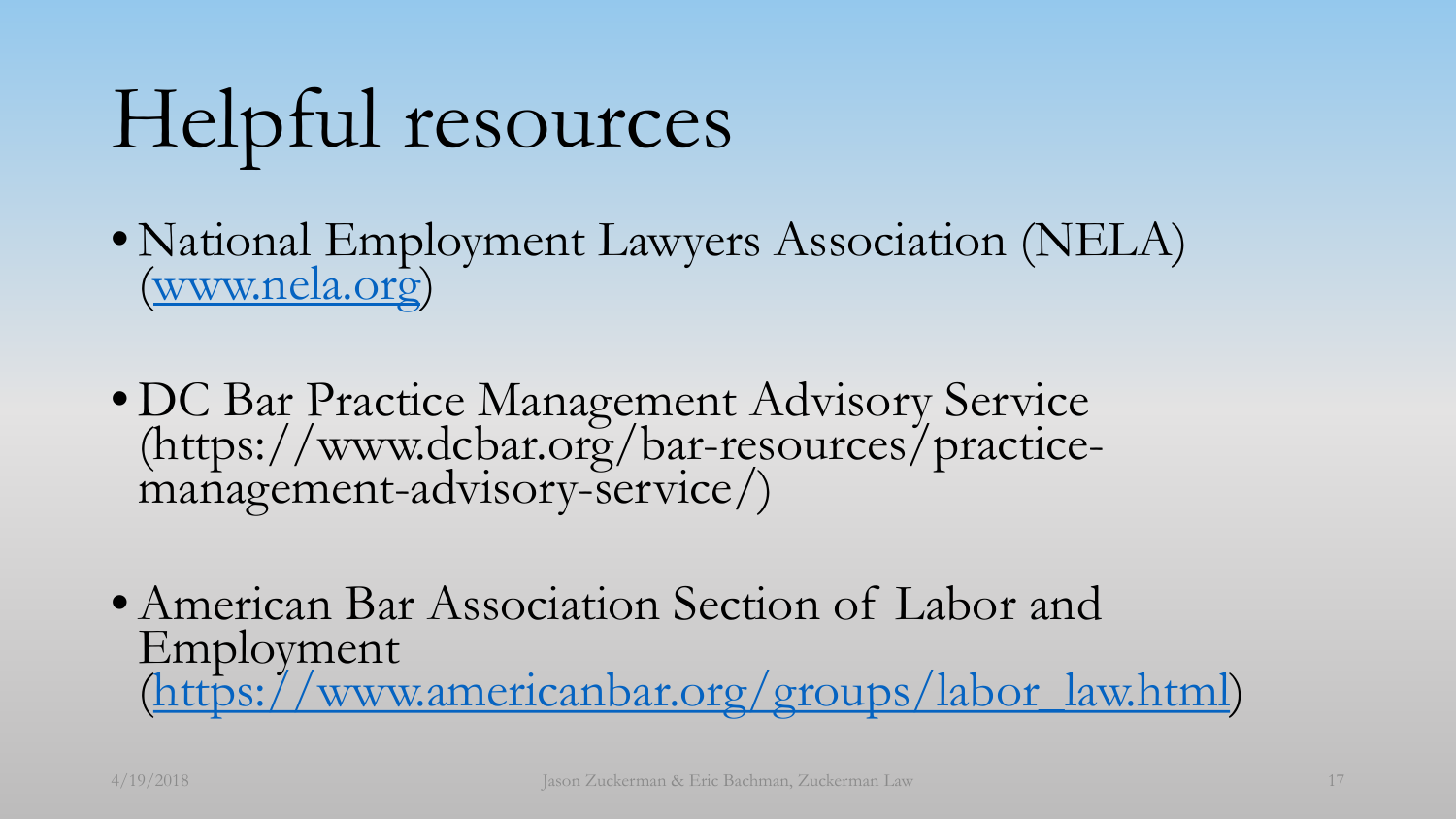# Helpful resources

- National Employment Lawyers Association (NELA) ([www.nela.org](http://www.nela.org))
- DC Bar Practice Management Advisory Service (https://www.dcbar.org/bar-resources/practice-management-advisory-service/)
- American Bar Association Section of Labor and Employment ([https://www.americanbar.org/groups/labor_law.html](https://www.americanbar.org/groups/labor_law.html))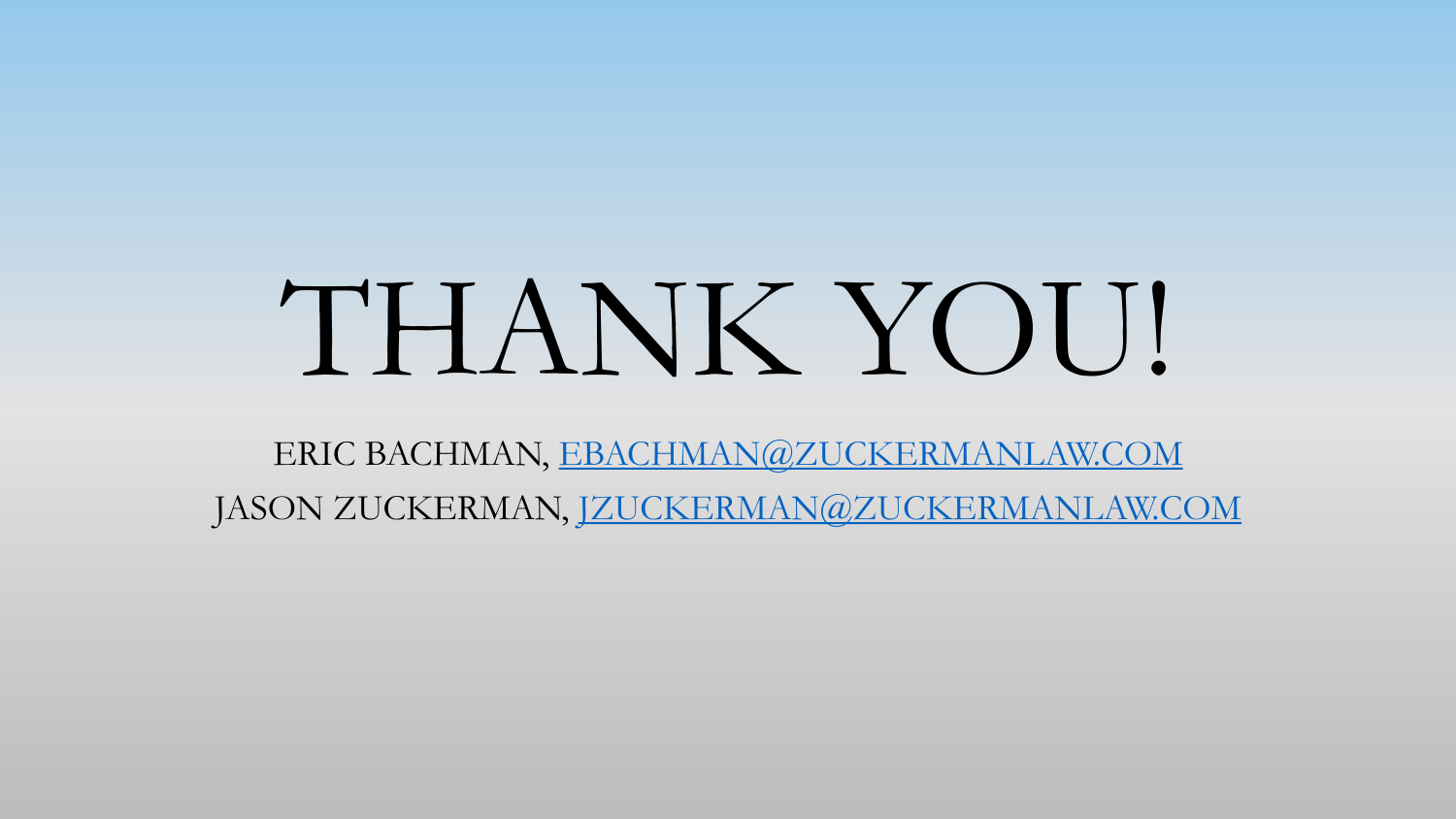# THANK YOU!

ERIC BACHMAN, EBACHMAN@ZUCKERMANLAW.COM

JASON ZUCKERMAN, JZUCKERMAN@ZUCKERMANLAW.COM